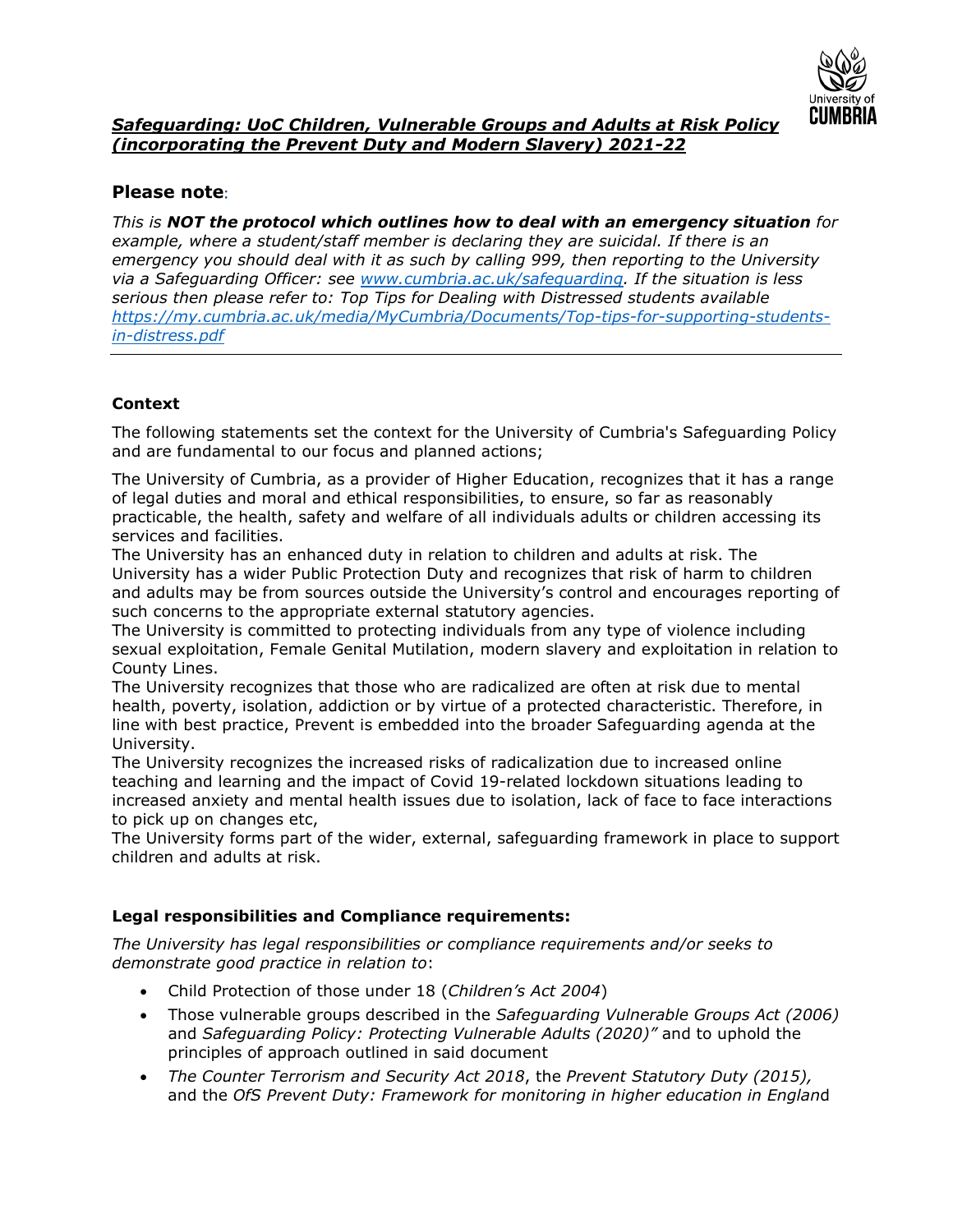# *Safeguarding: UoC Children, Vulnerable Groups and Adults at Risk Policy (incorporating the Prevent Duty and Modern Slavery) 2021-22*

## Please note:

*This is **NOT the protocol which outlines how to deal with an emergency situation** for example, where a student/staff member is declaring they are suicidal. If there is an emergency you should deal with it as such by calling 999, then reporting to the University via a Safeguarding Officer: see [www.cumbria.ac.uk/safeguarding](www.cumbria.ac.uk/safeguarding). If the situation is less serious then please refer to: Top Tips for Dealing with Distressed students available [https://my.cumbria.ac.uk/media/MyCumbria/Documents/Top-tips-for-supporting-students-in-distress.pdf](https://my.cumbria.ac.uk/media/MyCumbria/Documents/Top-tips-for-supporting-students-in-distress.pdf)*

---

### Context

The following statements set the context for the University of Cumbria's Safeguarding Policy and are fundamental to our focus and planned actions;

The University of Cumbria, as a provider of Higher Education, recognizes that it has a range of legal duties and moral and ethical responsibilities, to ensure, so far as reasonably practicable, the health, safety and welfare of all individuals adults or children accessing its services and facilities.

The University has an enhanced duty in relation to children and adults at risk. The University has a wider Public Protection Duty and recognizes that risk of harm to children and adults may be from sources outside the University's control and encourages reporting of such concerns to the appropriate external statutory agencies.

The University is committed to protecting individuals from any type of violence including sexual exploitation, Female Genital Mutilation, modern slavery and exploitation in relation to County Lines.

The University recognizes that those who are radicalized are often at risk due to mental health, poverty, isolation, addiction or by virtue of a protected characteristic. Therefore, in line with best practice, Prevent is embedded into the broader Safeguarding agenda at the University.

The University recognizes the increased risks of radicalization due to increased online teaching and learning and the impact of Covid 19-related lockdown situations leading to increased anxiety and mental health issues due to isolation, lack of face to face interactions to pick up on changes etc,

The University forms part of the wider, external, safeguarding framework in place to support children and adults at risk.

### Legal responsibilities and Compliance requirements:

*The University has legal responsibilities or compliance requirements and/or seeks to demonstrate good practice in relation to*:

- Child Protection of those under 18 (*Children's Act 2004*)
- Those vulnerable groups described in the *Safeguarding Vulnerable Groups Act (2006)* and *Safeguarding Policy: Protecting Vulnerable Adults (2020)"* and to uphold the principles of approach outlined in said document
- *The Counter Terrorism and Security Act 2018*, the *Prevent Statutory Duty (2015),* and the *OfS Prevent Duty: Framework for monitoring in higher education in England*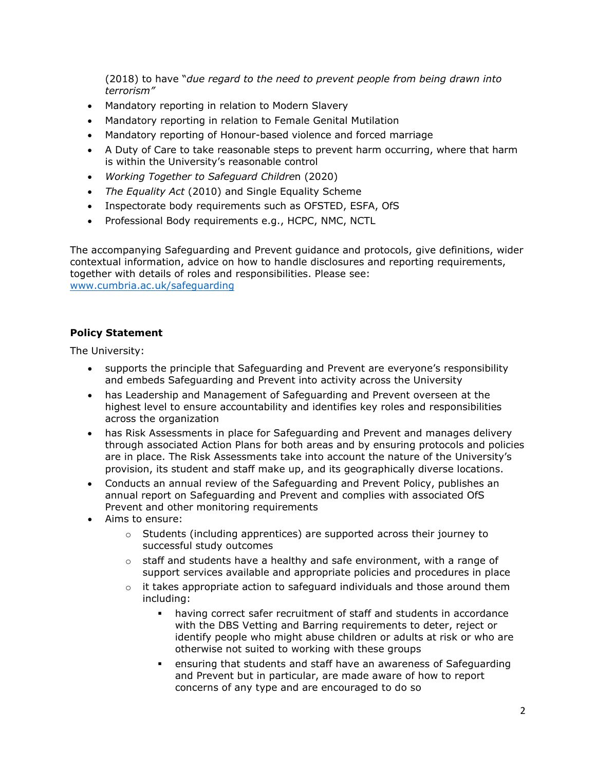(2018) to have "*due regard to the need to prevent people from being drawn into terrorism"*

- Mandatory reporting in relation to Modern Slavery
- Mandatory reporting in relation to Female Genital Mutilation
- Mandatory reporting of Honour-based violence and forced marriage
- A Duty of Care to take reasonable steps to prevent harm occurring, where that harm is within the University's reasonable control
- *Working Together to Safeguard Childre*n (2020)
- *The Equality Act* (2010) and Single Equality Scheme
- Inspectorate body requirements such as OFSTED, ESFA, OfS
- Professional Body requirements e.g., HCPC, NMC, NCTL

The accompanying Safeguarding and Prevent guidance and protocols, give definitions, wider contextual information, advice on how to handle disclosures and reporting requirements, together with details of roles and responsibilities. Please see: [www.cumbria.ac.uk/safeguarding](http://www.cumbria.ac.uk/safeguarding)

**Policy Statement**

The University:

- supports the principle that Safeguarding and Prevent are everyone's responsibility and embeds Safeguarding and Prevent into activity across the University
- has Leadership and Management of Safeguarding and Prevent overseen at the highest level to ensure accountability and identifies key roles and responsibilities across the organization
- has Risk Assessments in place for Safeguarding and Prevent and manages delivery through associated Action Plans for both areas and by ensuring protocols and policies are in place. The Risk Assessments take into account the nature of the University's provision, its student and staff make up, and its geographically diverse locations.
- Conducts an annual review of the Safeguarding and Prevent Policy, publishes an annual report on Safeguarding and Prevent and complies with associated OfS Prevent and other monitoring requirements
- Aims to ensure:
  - Students (including apprentices) are supported across their journey to successful study outcomes
  - staff and students have a healthy and safe environment, with a range of support services available and appropriate policies and procedures in place
  - it takes appropriate action to safeguard individuals and those around them including:
    - having correct safer recruitment of staff and students in accordance with the DBS Vetting and Barring requirements to deter, reject or identify people who might abuse children or adults at risk or who are otherwise not suited to working with these groups
    - ensuring that students and staff have an awareness of Safeguarding and Prevent but in particular, are made aware of how to report concerns of any type and are encouraged to do so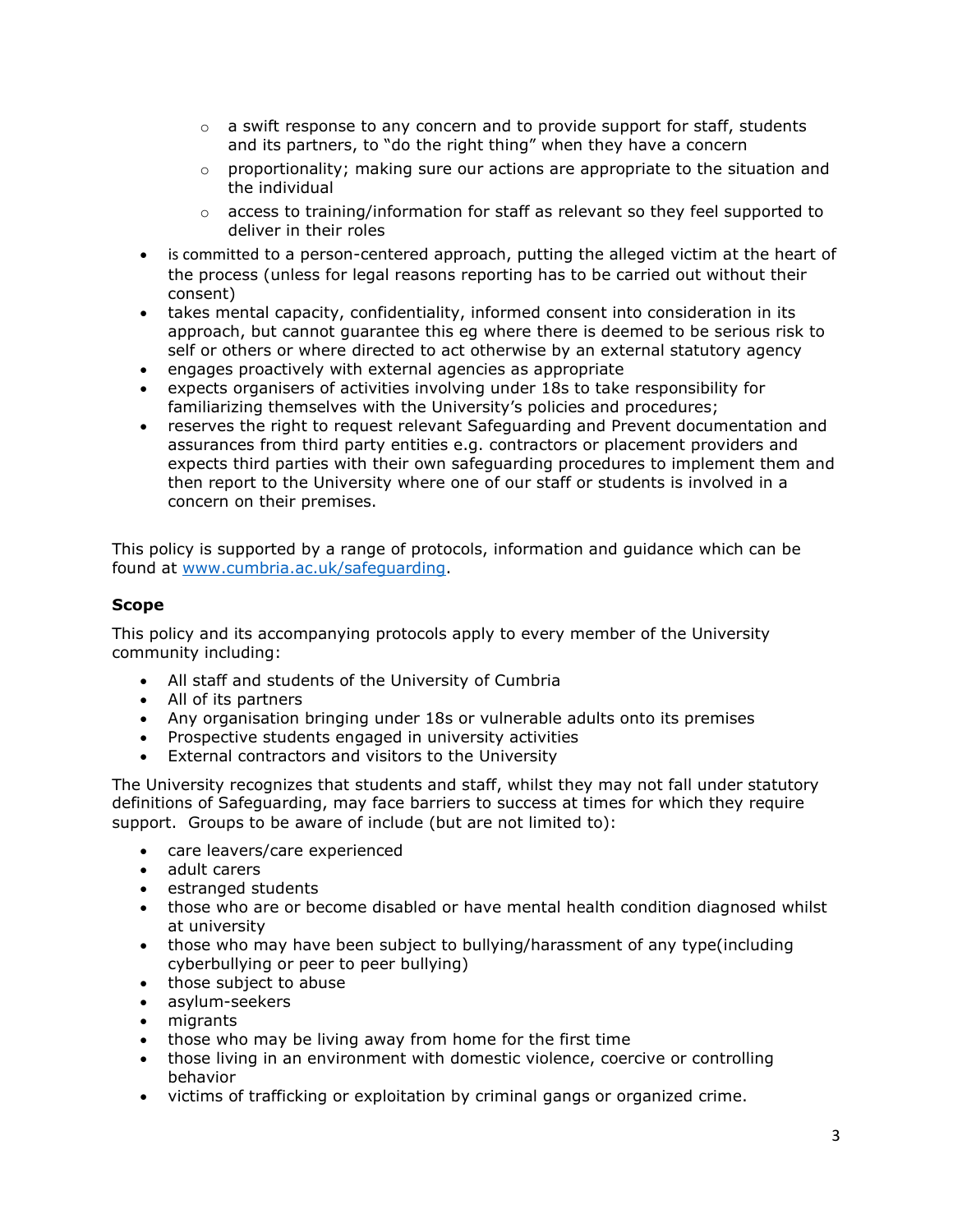- a swift response to any concern and to provide support for staff, students and its partners, to "do the right thing" when they have a concern
    - proportionality; making sure our actions are appropriate to the situation and the individual
    - access to training/information for staff as relevant so they feel supported to deliver in their roles
- is committed to a person-centered approach, putting the alleged victim at the heart of the process (unless for legal reasons reporting has to be carried out without their consent)
- takes mental capacity, confidentiality, informed consent into consideration in its approach, but cannot guarantee this eg where there is deemed to be serious risk to self or others or where directed to act otherwise by an external statutory agency
- engages proactively with external agencies as appropriate
- expects organisers of activities involving under 18s to take responsibility for familiarizing themselves with the University's policies and procedures;
- reserves the right to request relevant Safeguarding and Prevent documentation and assurances from third party entities e.g. contractors or placement providers and expects third parties with their own safeguarding procedures to implement them and then report to the University where one of our staff or students is involved in a concern on their premises.

This policy is supported by a range of protocols, information and guidance which can be found at [www.cumbria.ac.uk/safeguarding](www.cumbria.ac.uk/safeguarding).

### Scope

This policy and its accompanying protocols apply to every member of the University community including:

- All staff and students of the University of Cumbria
- All of its partners
- Any organisation bringing under 18s or vulnerable adults onto its premises
- Prospective students engaged in university activities
- External contractors and visitors to the University

The University recognizes that students and staff, whilst they may not fall under statutory definitions of Safeguarding, may face barriers to success at times for which they require support. Groups to be aware of include (but are not limited to):

- care leavers/care experienced
- adult carers
- estranged students
- those who are or become disabled or have mental health condition diagnosed whilst at university
- those who may have been subject to bullying/harassment of any type(including cyberbullying or peer to peer bullying)
- those subject to abuse
- asylum-seekers
- migrants
- those who may be living away from home for the first time
- those living in an environment with domestic violence, coercive or controlling behavior
- victims of trafficking or exploitation by criminal gangs or organized crime.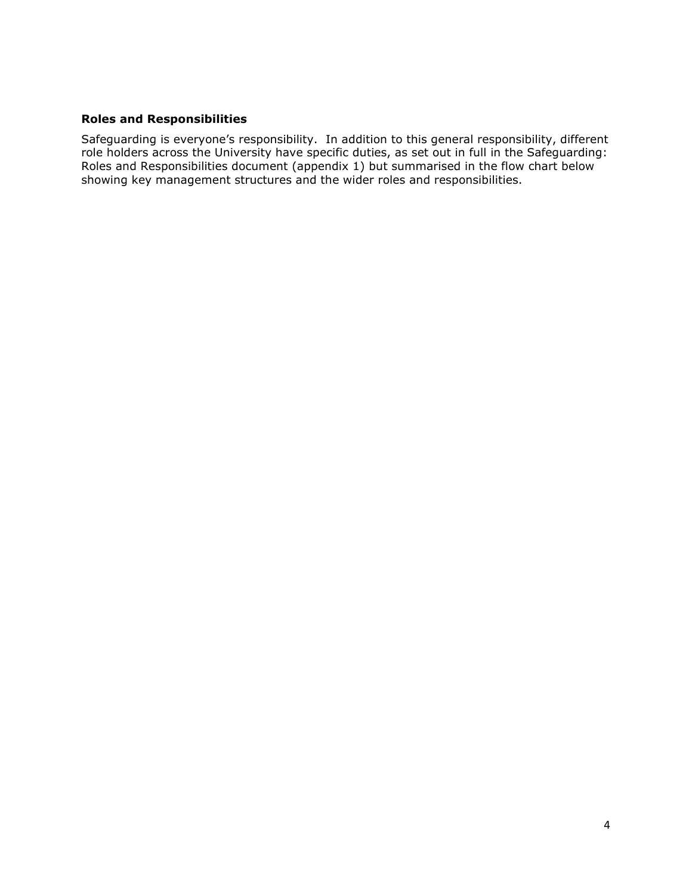**Roles and Responsibilities**

Safeguarding is everyone's responsibility. In addition to this general responsibility, different role holders across the University have specific duties, as set out in full in the Safeguarding: Roles and Responsibilities document (appendix 1) but summarised in the flow chart below showing key management structures and the wider roles and responsibilities.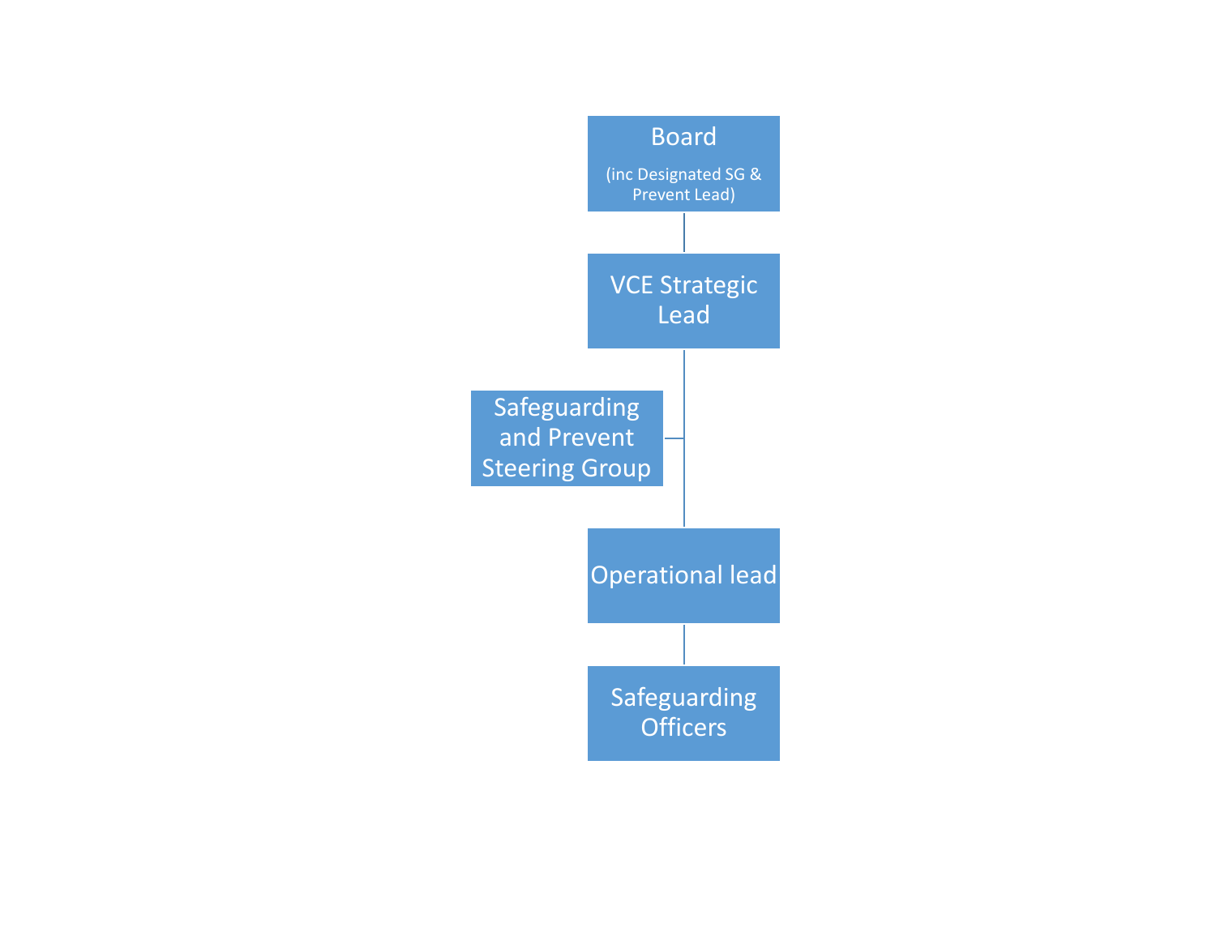Board

(inc Designated SG & Prevent Lead)

VCE Strategic Lead

Safeguarding and Prevent Steering Group

Operational lead

Safeguarding Officers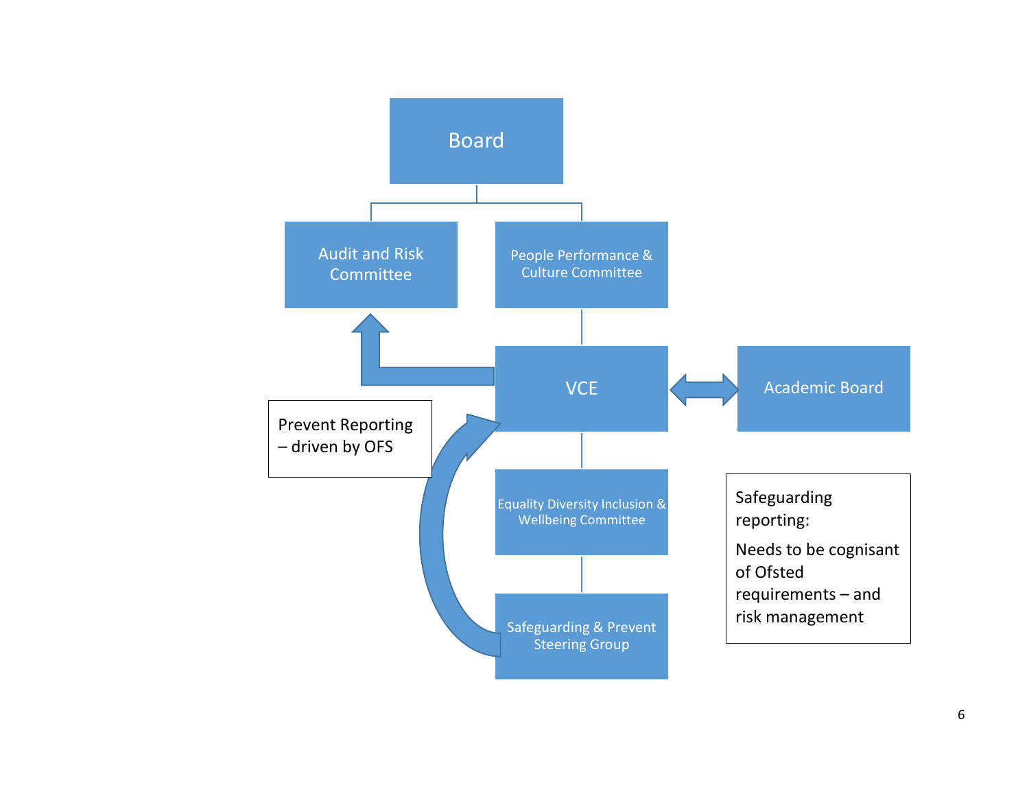Board

Audit and Risk Committee

People Performance & Culture Committee

VCE

Academic Board

Prevent Reporting – driven by OFS

Equality Diversity Inclusion & Wellbeing Committee

Safeguarding reporting:

Needs to be cognisant of Ofsted requirements – and risk management

Safeguarding & Prevent Steering Group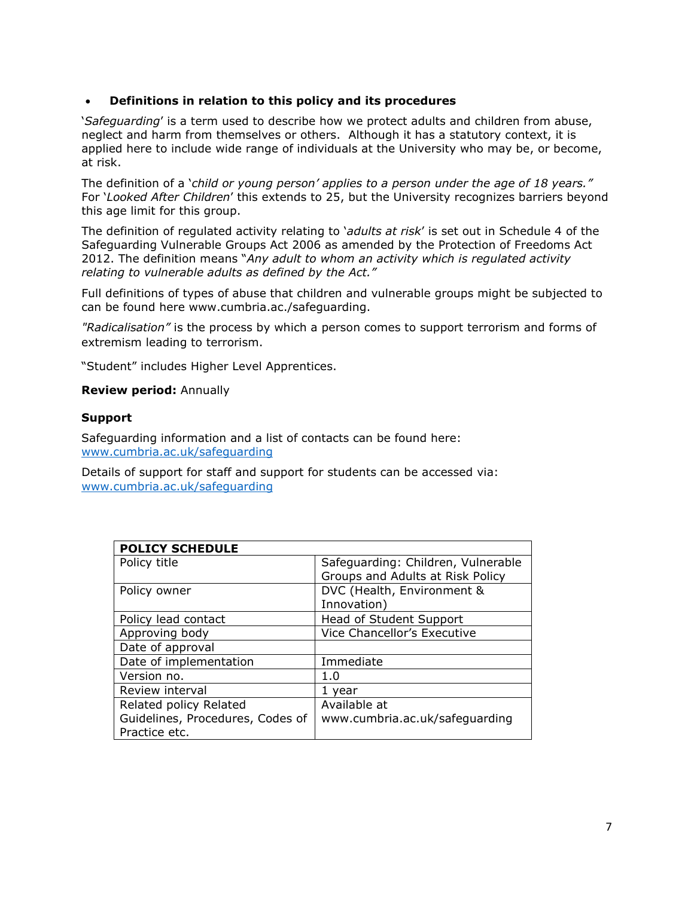- **Definitions in relation to this policy and its procedures**

'*Safeguarding*' is a term used to describe how we protect adults and children from abuse, neglect and harm from themselves or others. Although it has a statutory context, it is applied here to include wide range of individuals at the University who may be, or become, at risk.

The definition of a '*child or young person' applies to a person under the age of 18 years."* For '*Looked After Children*' this extends to 25, but the University recognizes barriers beyond this age limit for this group.

The definition of regulated activity relating to '*adults at risk*' is set out in Schedule 4 of the Safeguarding Vulnerable Groups Act 2006 as amended by the Protection of Freedoms Act 2012. The definition means "*Any adult to whom an activity which is regulated activity relating to vulnerable adults as defined by the Act."*

Full definitions of types of abuse that children and vulnerable groups might be subjected to can be found here www.cumbria.ac./safeguarding.

*"Radicalisation"* is the process by which a person comes to support terrorism and forms of extremism leading to terrorism.

"Student" includes Higher Level Apprentices.

**Review period:** Annually

### Support

Safeguarding information and a list of contacts can be found here: www.cumbria.ac.uk/safeguarding

Details of support for staff and support for students can be accessed via: www.cumbria.ac.uk/safeguarding

| POLICY SCHEDULE | |
|---|---|
| Policy title | Safeguarding: Children, Vulnerable Groups and Adults at Risk Policy |
| Policy owner | DVC (Health, Environment & Innovation) |
| Policy lead contact | Head of Student Support |
| Approving body | Vice Chancellor's Executive |
| Date of approval | |
| Date of implementation | Immediate |
| Version no. | 1.0 |
| Review interval | 1 year |
| Related policy Related Guidelines, Procedures, Codes of Practice etc. | Available at www.cumbria.ac.uk/safeguarding |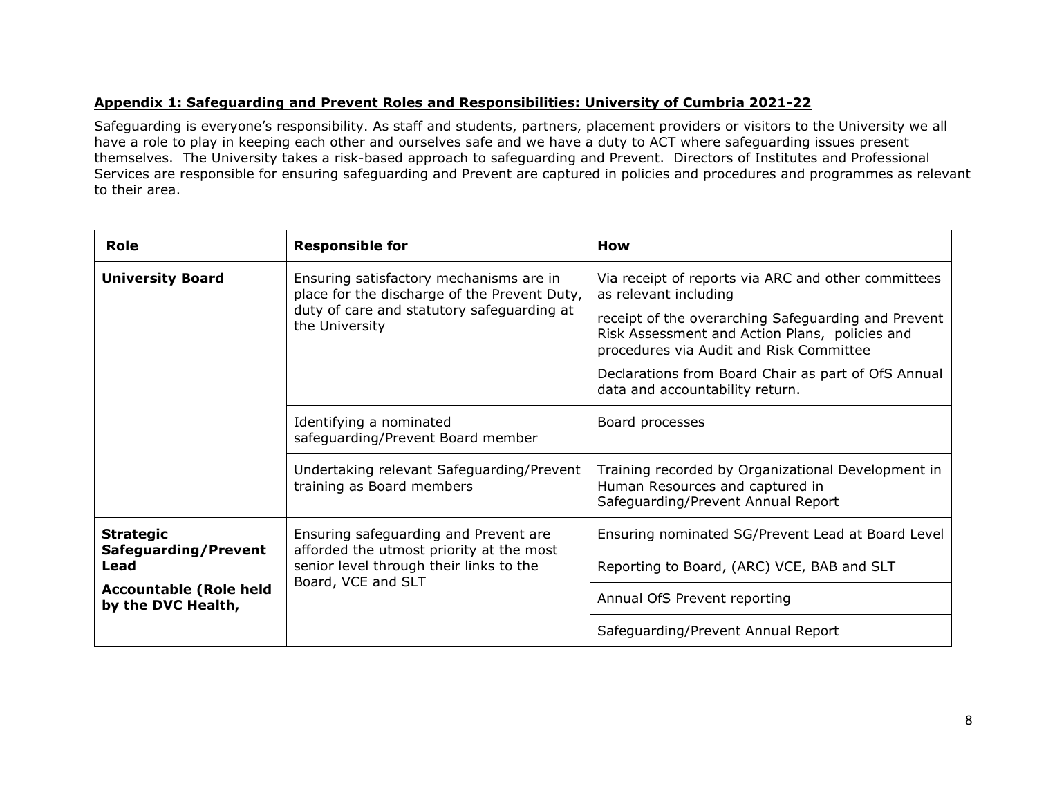**Appendix 1: Safeguarding and Prevent Roles and Responsibilities: University of Cumbria 2021-22**

Safeguarding is everyone's responsibility. As staff and students, partners, placement providers or visitors to the University we all have a role to play in keeping each other and ourselves safe and we have a duty to ACT where safeguarding issues present themselves. The University takes a risk-based approach to safeguarding and Prevent. Directors of Institutes and Professional Services are responsible for ensuring safeguarding and Prevent are captured in policies and procedures and programmes as relevant to their area.

| Role | Responsible for | How |
|---|---|---|
| **University Board** | Ensuring satisfactory mechanisms are in place for the discharge of the Prevent Duty, duty of care and statutory safeguarding at the University | Via receipt of reports via ARC and other committees as relevant including<br><br>receipt of the overarching Safeguarding and Prevent Risk Assessment and Action Plans, policies and procedures via Audit and Risk Committee<br><br>Declarations from Board Chair as part of OfS Annual data and accountability return. |
| | Identifying a nominated safeguarding/Prevent Board member | Board processes |
| | Undertaking relevant Safeguarding/Prevent training as Board members | Training recorded by Organizational Development in Human Resources and captured in Safeguarding/Prevent Annual Report |
| **Strategic Safeguarding/Prevent Lead**<br><br>**Accountable (Role held by the DVC Health,** | Ensuring safeguarding and Prevent are afforded the utmost priority at the most senior level through their links to the Board, VCE and SLT | Ensuring nominated SG/Prevent Lead at Board Level |
| | | Reporting to Board, (ARC) VCE, BAB and SLT |
| | | Annual OfS Prevent reporting |
| | | Safeguarding/Prevent Annual Report |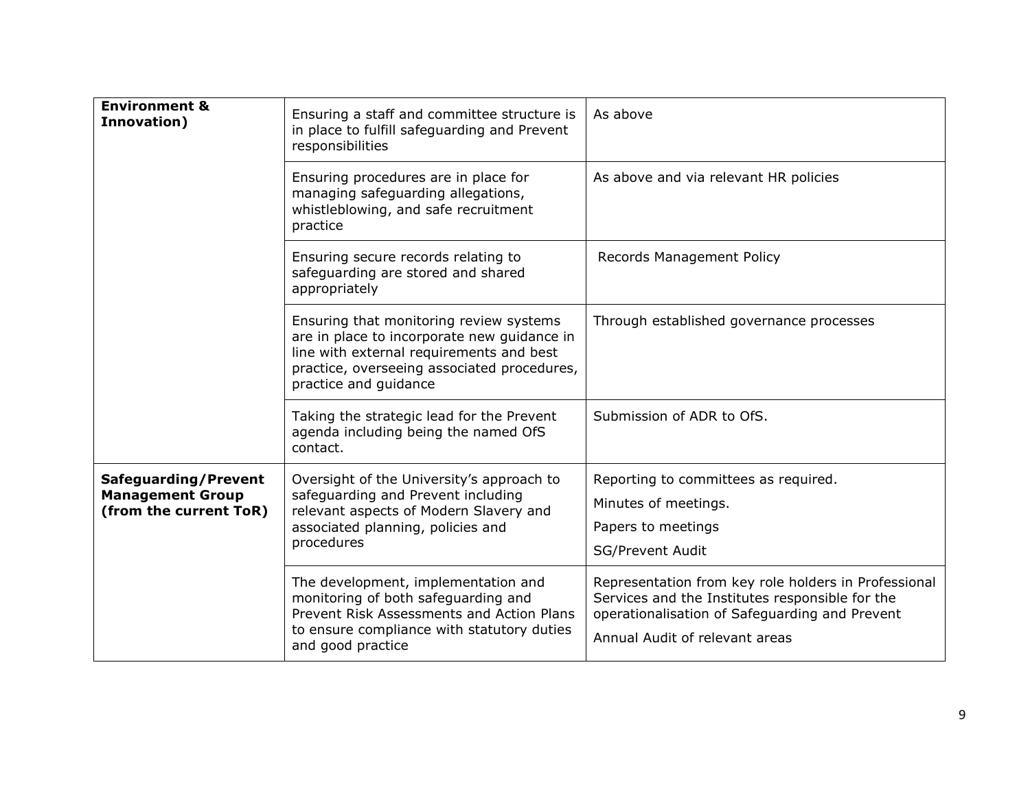| **Environment & Innovation)** | Ensuring a staff and committee structure is in place to fulfill safeguarding and Prevent responsibilities | As above |
|---|---|---|
| | Ensuring procedures are in place for managing safeguarding allegations, whistleblowing, and safe recruitment practice | As above and via relevant HR policies |
| | Ensuring secure records relating to safeguarding are stored and shared appropriately | Records Management Policy |
| | Ensuring that monitoring review systems are in place to incorporate new guidance in line with external requirements and best practice, overseeing associated procedures, practice and guidance | Through established governance processes |
| | Taking the strategic lead for the Prevent agenda including being the named OfS contact. | Submission of ADR to OfS. |
| **Safeguarding/Prevent Management Group (from the current ToR)** | Oversight of the University's approach to safeguarding and Prevent including relevant aspects of Modern Slavery and associated planning, policies and procedures | Reporting to committees as required.<br>Minutes of meetings.<br>Papers to meetings<br>SG/Prevent Audit |
| | The development, implementation and monitoring of both safeguarding and Prevent Risk Assessments and Action Plans to ensure compliance with statutory duties and good practice | Representation from key role holders in Professional Services and the Institutes responsible for the operationalisation of Safeguarding and Prevent<br>Annual Audit of relevant areas |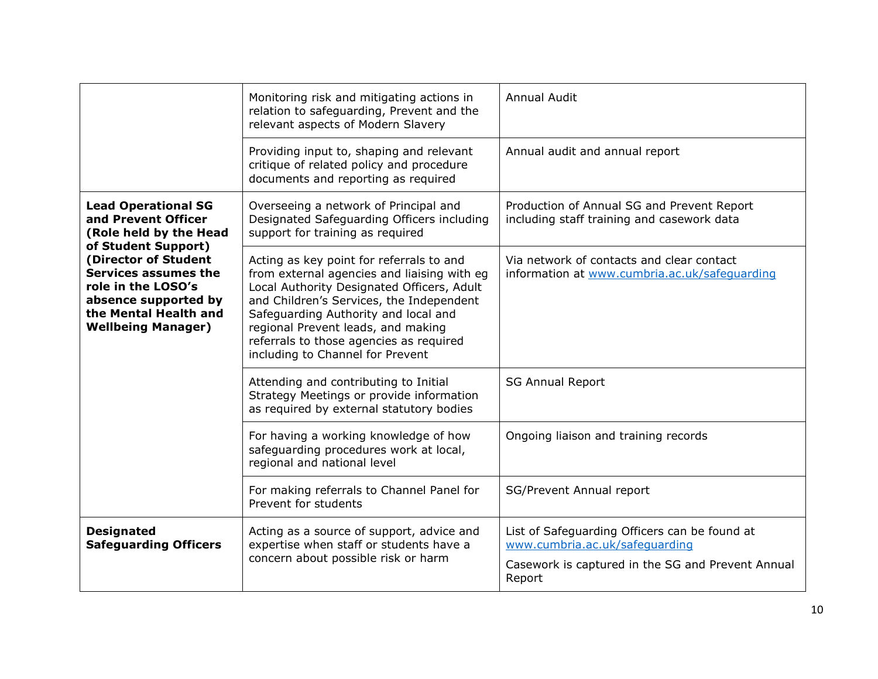| | | |
|---|---|---|
| | Monitoring risk and mitigating actions in relation to safeguarding, Prevent and the relevant aspects of Modern Slavery | Annual Audit |
| | Providing input to, shaping and relevant critique of related policy and procedure documents and reporting as required | Annual audit and annual report |
| **Lead Operational SG and Prevent Officer (Role held by the Head of Student Support) (Director of Student Services assumes the role in the LOSO's absence supported by the Mental Health and Wellbeing Manager)** | Overseeing a network of Principal and Designated Safeguarding Officers including support for training as required | Production of Annual SG and Prevent Report including staff training and casework data |
| | Acting as key point for referrals to and from external agencies and liaising with eg Local Authority Designated Officers, Adult and Children's Services, the Independent Safeguarding Authority and local and regional Prevent leads, and making referrals to those agencies as required including to Channel for Prevent | Via network of contacts and clear contact information at [www.cumbria.ac.uk/safeguarding](http://www.cumbria.ac.uk/safeguarding) |
| | Attending and contributing to Initial Strategy Meetings or provide information as required by external statutory bodies | SG Annual Report |
| | For having a working knowledge of how safeguarding procedures work at local, regional and national level | Ongoing liaison and training records |
| | For making referrals to Channel Panel for Prevent for students | SG/Prevent Annual report |
| **Designated Safeguarding Officers** | Acting as a source of support, advice and expertise when staff or students have a concern about possible risk or harm | List of Safeguarding Officers can be found at [www.cumbria.ac.uk/safeguarding](http://www.cumbria.ac.uk/safeguarding)<br><br>Casework is captured in the SG and Prevent Annual Report |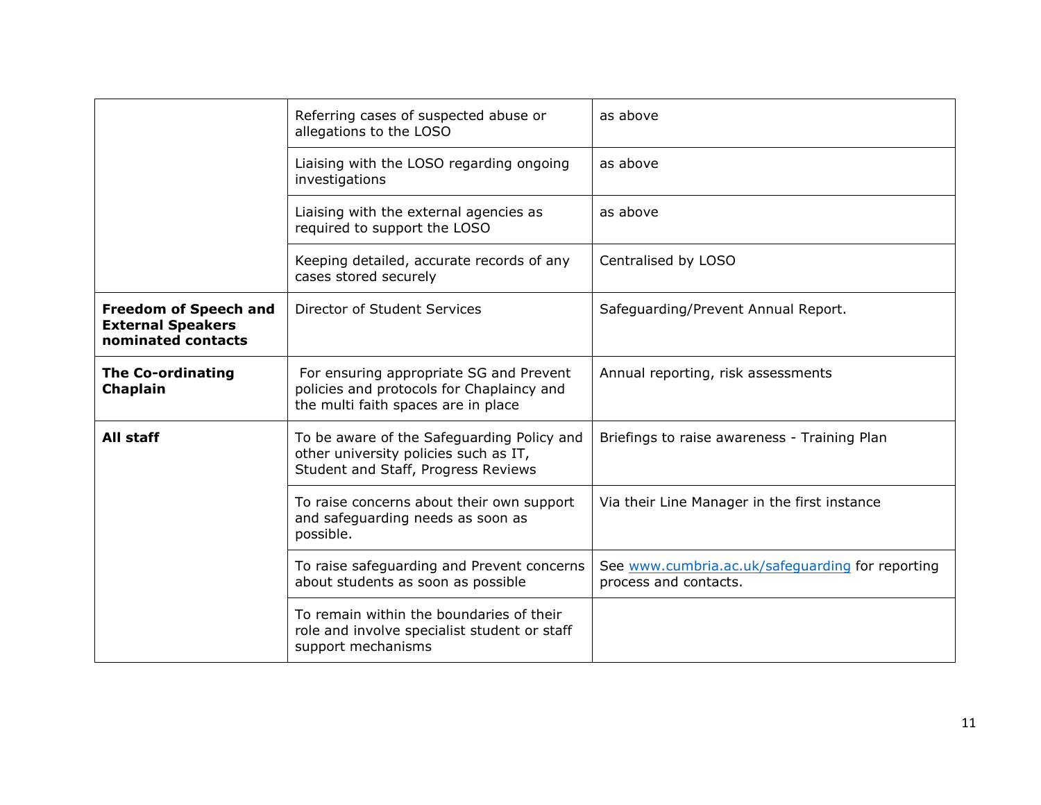| | | |
|---|---|---|
| | Referring cases of suspected abuse or allegations to the LOSO | as above |
| | Liaising with the LOSO regarding ongoing investigations | as above |
| | Liaising with the external agencies as required to support the LOSO | as above |
| | Keeping detailed, accurate records of any cases stored securely | Centralised by LOSO |
| **Freedom of Speech and External Speakers nominated contacts** | Director of Student Services | Safeguarding/Prevent Annual Report. |
| **The Co-ordinating Chaplain** | For ensuring appropriate SG and Prevent policies and protocols for Chaplaincy and the multi faith spaces are in place | Annual reporting, risk assessments |
| **All staff** | To be aware of the Safeguarding Policy and other university policies such as IT, Student and Staff, Progress Reviews | Briefings to raise awareness - Training Plan |
| | To raise concerns about their own support and safeguarding needs as soon as possible. | Via their Line Manager in the first instance |
| | To raise safeguarding and Prevent concerns about students as soon as possible | See [www.cumbria.ac.uk/safeguarding](www.cumbria.ac.uk/safeguarding) for reporting process and contacts. |
| | To remain within the boundaries of their role and involve specialist student or staff support mechanisms | |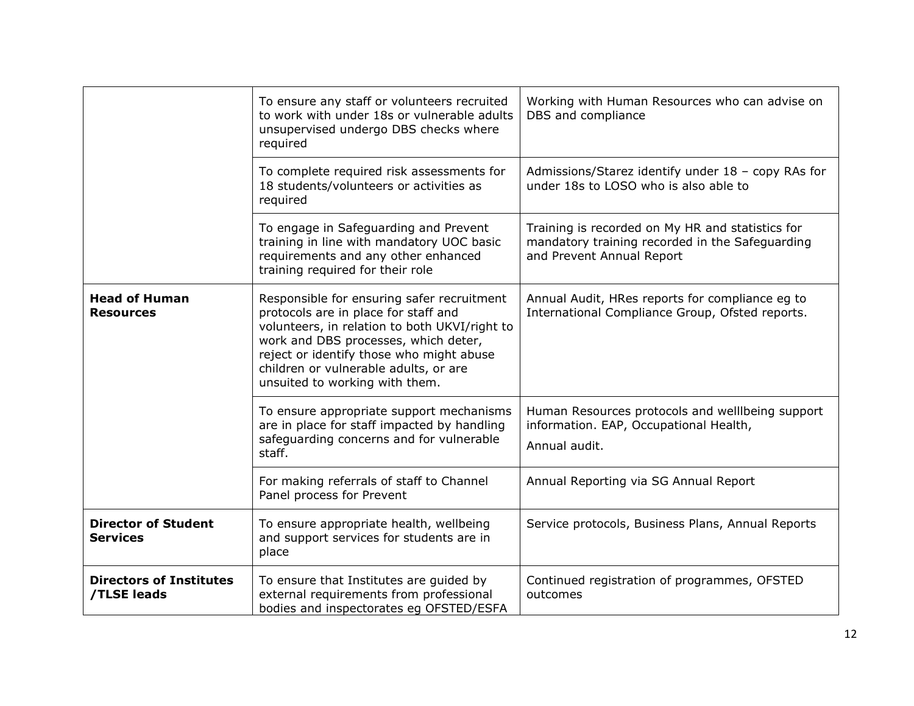| | | |
|---|---|---|
| | To ensure any staff or volunteers recruited to work with under 18s or vulnerable adults unsupervised undergo DBS checks where required | Working with Human Resources who can advise on DBS and compliance |
| | To complete required risk assessments for 18 students/volunteers or activities as required | Admissions/Starez identify under 18 – copy RAs for under 18s to LOSO who is also able to |
| | To engage in Safeguarding and Prevent training in line with mandatory UOC basic requirements and any other enhanced training required for their role | Training is recorded on My HR and statistics for mandatory training recorded in the Safeguarding and Prevent Annual Report |
| **Head of Human Resources** | Responsible for ensuring safer recruitment protocols are in place for staff and volunteers, in relation to both UKVI/right to work and DBS processes, which deter, reject or identify those who might abuse children or vulnerable adults, or are unsuited to working with them. | Annual Audit, HRes reports for compliance eg to International Compliance Group, Ofsted reports. |
| | To ensure appropriate support mechanisms are in place for staff impacted by handling safeguarding concerns and for vulnerable staff. | Human Resources protocols and welllbeing support information. EAP, Occupational Health,<br><br>Annual audit. |
| | For making referrals of staff to Channel Panel process for Prevent | Annual Reporting via SG Annual Report |
| **Director of Student Services** | To ensure appropriate health, wellbeing and support services for students are in place | Service protocols, Business Plans, Annual Reports |
| **Directors of Institutes /TLSE leads** | To ensure that Institutes are guided by external requirements from professional bodies and inspectorates eg OFSTED/ESFA | Continued registration of programmes, OFSTED outcomes |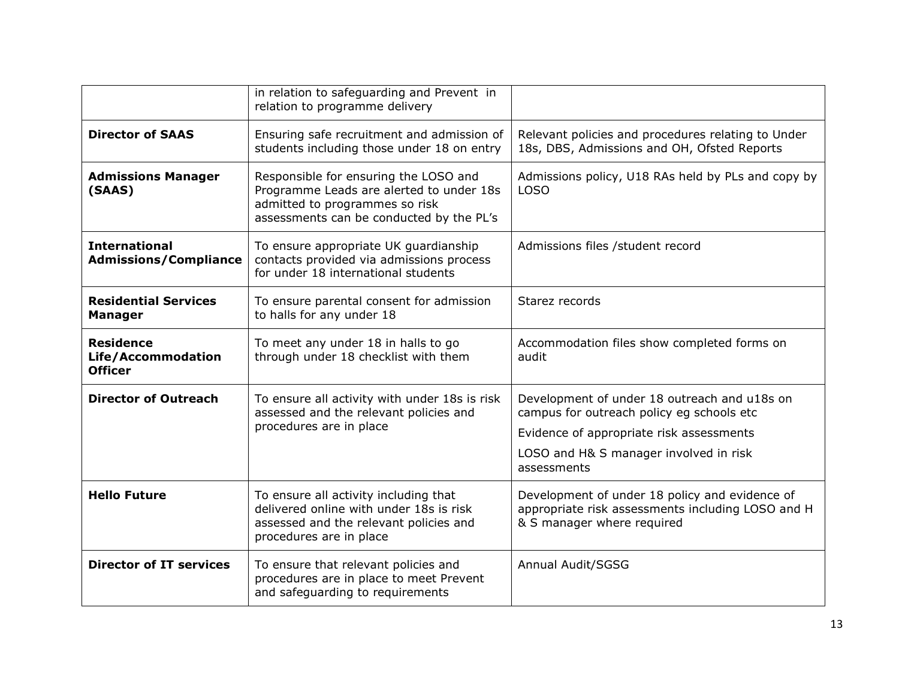| | | |
|---|---|---|
| | in relation to safeguarding and Prevent in relation to programme delivery | |
| **Director of SAAS** | Ensuring safe recruitment and admission of students including those under 18 on entry | Relevant policies and procedures relating to Under 18s, DBS, Admissions and OH, Ofsted Reports |
| **Admissions Manager (SAAS)** | Responsible for ensuring the LOSO and Programme Leads are alerted to under 18s admitted to programmes so risk assessments can be conducted by the PL's | Admissions policy, U18 RAs held by PLs and copy by LOSO |
| **International Admissions/Compliance** | To ensure appropriate UK guardianship contacts provided via admissions process for under 18 international students | Admissions files /student record |
| **Residential Services Manager** | To ensure parental consent for admission to halls for any under 18 | Starez records |
| **Residence Life/Accommodation Officer** | To meet any under 18 in halls to go through under 18 checklist with them | Accommodation files show completed forms on audit |
| **Director of Outreach** | To ensure all activity with under 18s is risk assessed and the relevant policies and procedures are in place | Development of under 18 outreach and u18s on campus for outreach policy eg schools etc<br>Evidence of appropriate risk assessments<br>LOSO and H& S manager involved in risk assessments |
| **Hello Future** | To ensure all activity including that delivered online with under 18s is risk assessed and the relevant policies and procedures are in place | Development of under 18 policy and evidence of appropriate risk assessments including LOSO and H & S manager where required |
| **Director of IT services** | To ensure that relevant policies and procedures are in place to meet Prevent and safeguarding to requirements | Annual Audit/SGSG |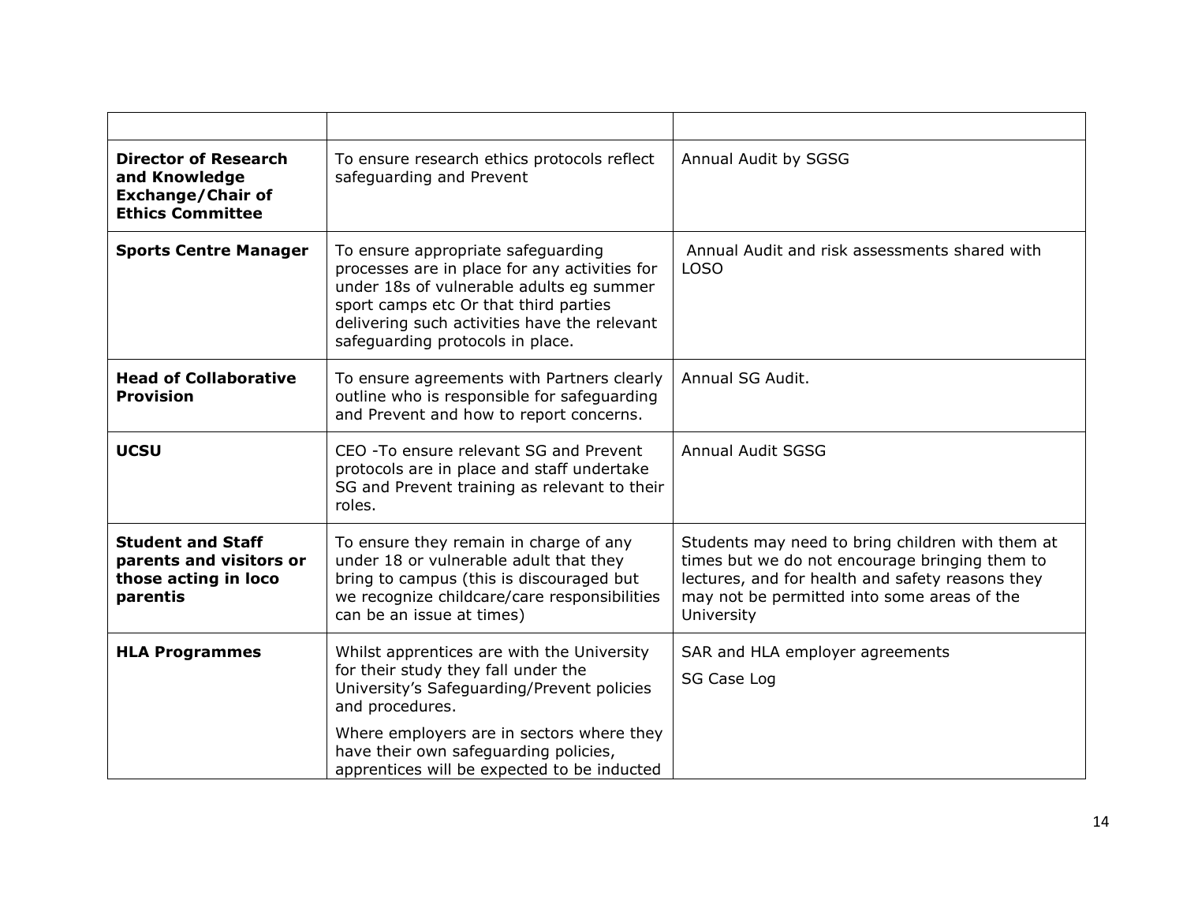| | | |
|---|---|---|
| **Director of Research and Knowledge Exchange/Chair of Ethics Committee** | To ensure research ethics protocols reflect safeguarding and Prevent | Annual Audit by SGSG |
| **Sports Centre Manager** | To ensure appropriate safeguarding processes are in place for any activities for under 18s of vulnerable adults eg summer sport camps etc Or that third parties delivering such activities have the relevant safeguarding protocols in place. | Annual Audit and risk assessments shared with LOSO |
| **Head of Collaborative Provision** | To ensure agreements with Partners clearly outline who is responsible for safeguarding and Prevent and how to report concerns. | Annual SG Audit. |
| **UCSU** | CEO -To ensure relevant SG and Prevent protocols are in place and staff undertake SG and Prevent training as relevant to their roles. | Annual Audit SGSG |
| **Student and Staff parents and visitors or those acting in loco parentis** | To ensure they remain in charge of any under 18 or vulnerable adult that they bring to campus (this is discouraged but we recognize childcare/care responsibilities can be an issue at times) | Students may need to bring children with them at times but we do not encourage bringing them to lectures, and for health and safety reasons they may not be permitted into some areas of the University |
| **HLA Programmes** | Whilst apprentices are with the University for their study they fall under the University's Safeguarding/Prevent policies and procedures.<br><br>Where employers are in sectors where they have their own safeguarding policies, apprentices will be expected to be inducted | SAR and HLA employer agreements<br><br>SG Case Log |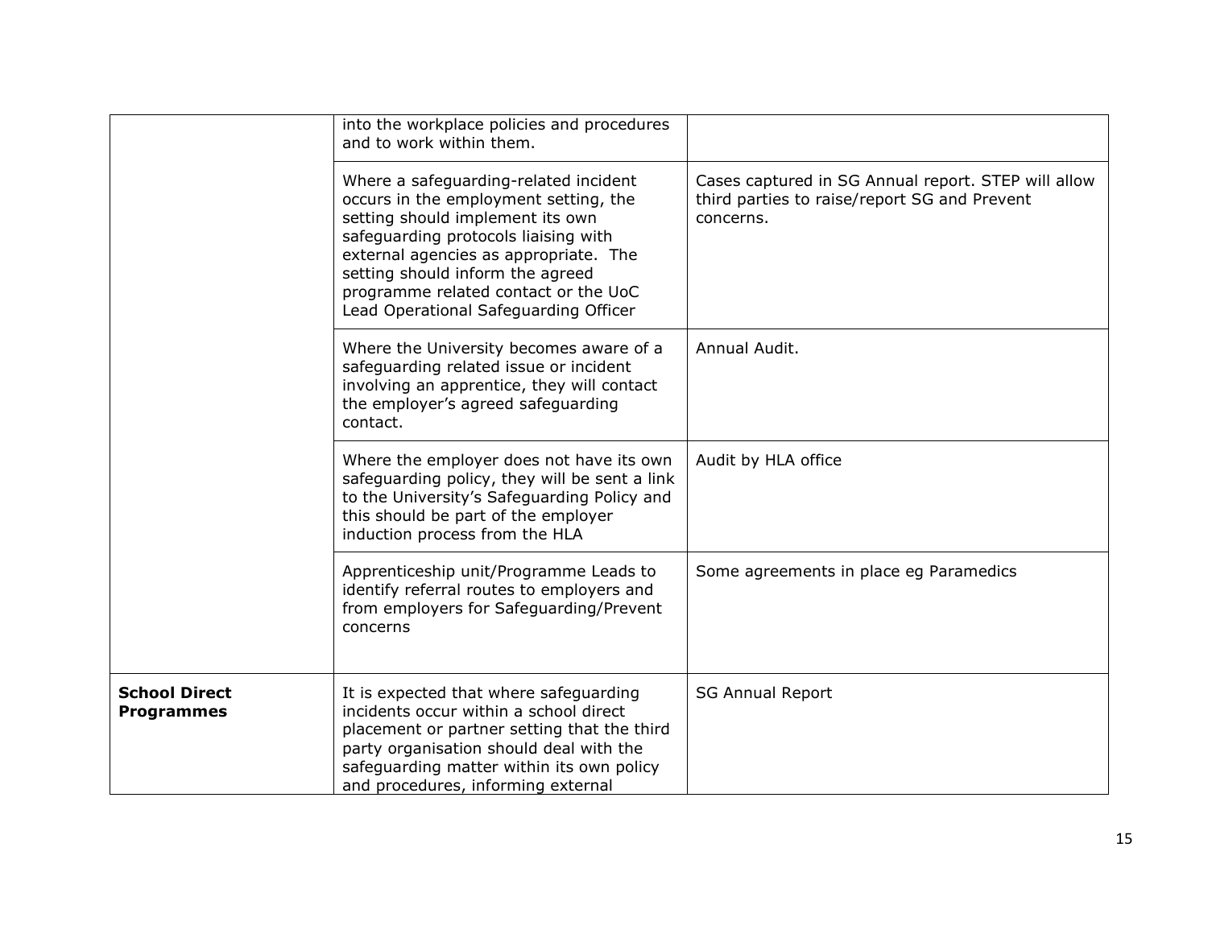|  |  |  |
|---|---|---|
|  | into the workplace policies and procedures and to work within them. |  |
|  | Where a safeguarding-related incident occurs in the employment setting, the setting should implement its own safeguarding protocols liaising with external agencies as appropriate. The setting should inform the agreed programme related contact or the UoC Lead Operational Safeguarding Officer | Cases captured in SG Annual report. STEP will allow third parties to raise/report SG and Prevent concerns. |
|  | Where the University becomes aware of a safeguarding related issue or incident involving an apprentice, they will contact the employer's agreed safeguarding contact. | Annual Audit. |
|  | Where the employer does not have its own safeguarding policy, they will be sent a link to the University's Safeguarding Policy and this should be part of the employer induction process from the HLA | Audit by HLA office |
|  | Apprenticeship unit/Programme Leads to identify referral routes to employers and from employers for Safeguarding/Prevent concerns | Some agreements in place eg Paramedics |
| **School Direct Programmes** | It is expected that where safeguarding incidents occur within a school direct placement or partner setting that the third party organisation should deal with the safeguarding matter within its own policy and procedures, informing external | SG Annual Report |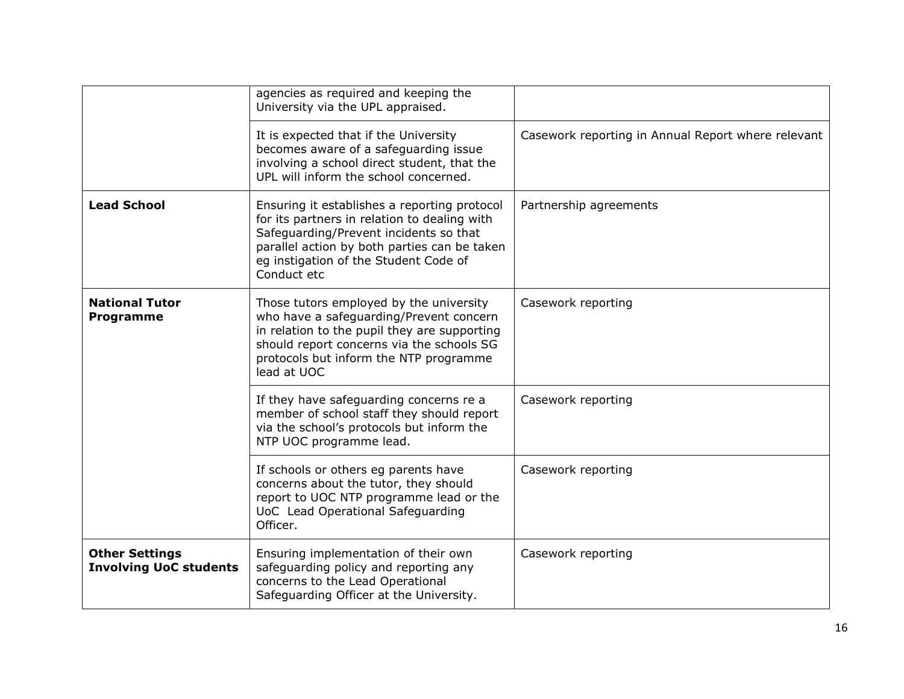| | | |
|---|---|---|
| | agencies as required and keeping the University via the UPL appraised. | |
| | It is expected that if the University becomes aware of a safeguarding issue involving a school direct student, that the UPL will inform the school concerned. | Casework reporting in Annual Report where relevant |
| **Lead School** | Ensuring it establishes a reporting protocol for its partners in relation to dealing with Safeguarding/Prevent incidents so that parallel action by both parties can be taken eg instigation of the Student Code of Conduct etc | Partnership agreements |
| **National Tutor Programme** | Those tutors employed by the university who have a safeguarding/Prevent concern in relation to the pupil they are supporting should report concerns via the schools SG protocols but inform the NTP programme lead at UOC | Casework reporting |
| | If they have safeguarding concerns re a member of school staff they should report via the school's protocols but inform the NTP UOC programme lead. | Casework reporting |
| | If schools or others eg parents have concerns about the tutor, they should report to UOC NTP programme lead or the UoC Lead Operational Safeguarding Officer. | Casework reporting |
| **Other Settings Involving UoC students** | Ensuring implementation of their own safeguarding policy and reporting any concerns to the Lead Operational Safeguarding Officer at the University. | Casework reporting |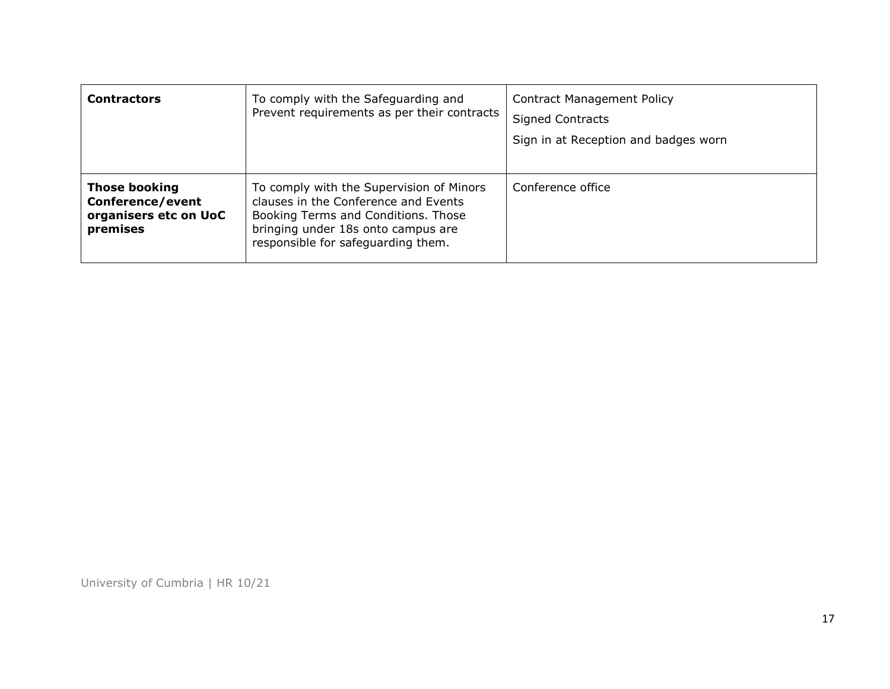| | | |
|---|---|---|
| **Contractors** | To comply with the Safeguarding and Prevent requirements as per their contracts | Contract Management Policy<br>Signed Contracts<br>Sign in at Reception and badges worn |
| **Those booking Conference/event organisers etc on UoC premises** | To comply with the Supervision of Minors clauses in the Conference and Events Booking Terms and Conditions. Those bringing under 18s onto campus are responsible for safeguarding them. | Conference office |

University of Cumbria | HR 10/21